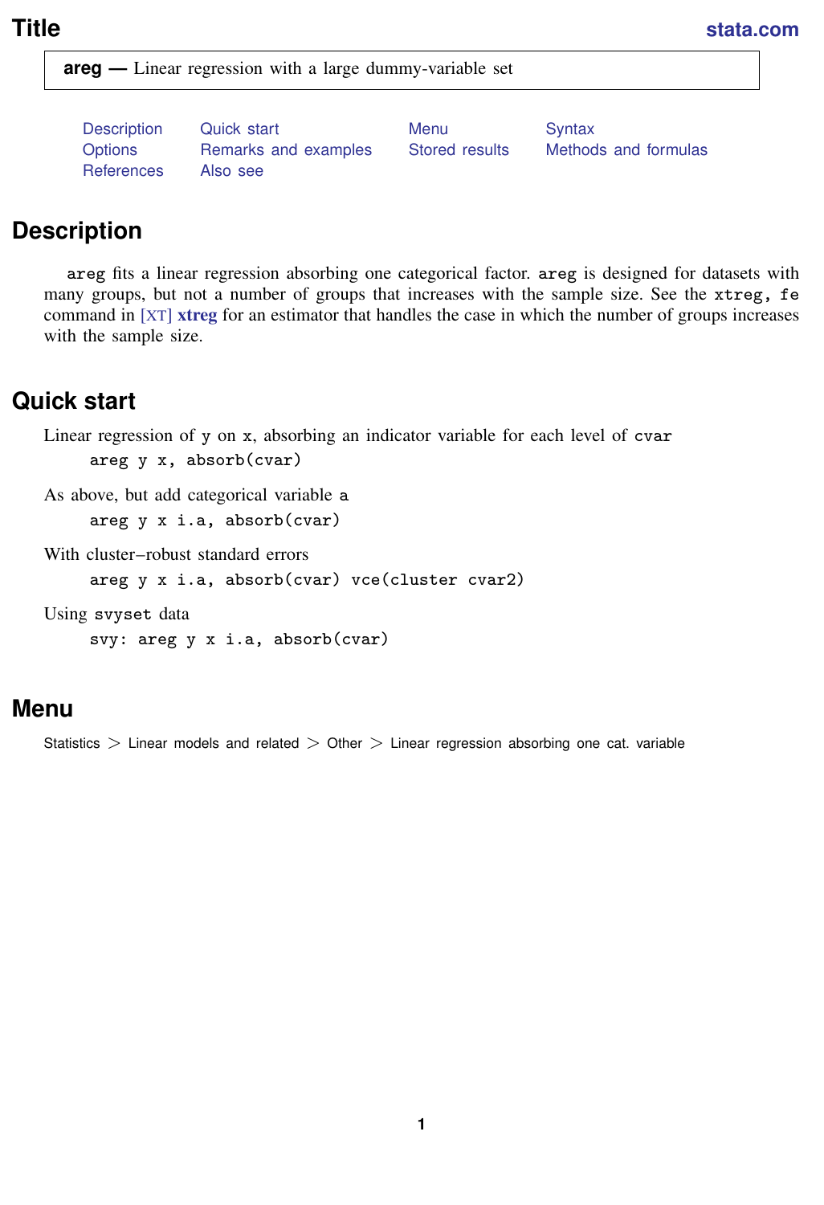# Title

**areg — Linear regression with a large dummy-variable set**

Description    Quick start    Menu    Syntax
Options    Remarks and examples    Stored results    Methods and formulas
References    Also see

## Description

`areg` fits a linear regression absorbing one categorical factor. `areg` is designed for datasets with many groups, but not a number of groups that increases with the sample size. See the `xtreg, fe` command in [XT] **xtreg** for an estimator that handles the case in which the number of groups increases with the sample size.

## Quick start

Linear regression of `y` on `x`, absorbing an indicator variable for each level of `cvar`

```
areg y x, absorb(cvar)
```

As above, but add categorical variable `a`

```
areg y x i.a, absorb(cvar)
```

With cluster–robust standard errors

```
areg y x i.a, absorb(cvar) vce(cluster cvar2)
```

Using `svyset` data

```
svy: areg y x i.a, absorb(cvar)
```

## Menu

Statistics > Linear models and related > Other > Linear regression absorbing one cat. variable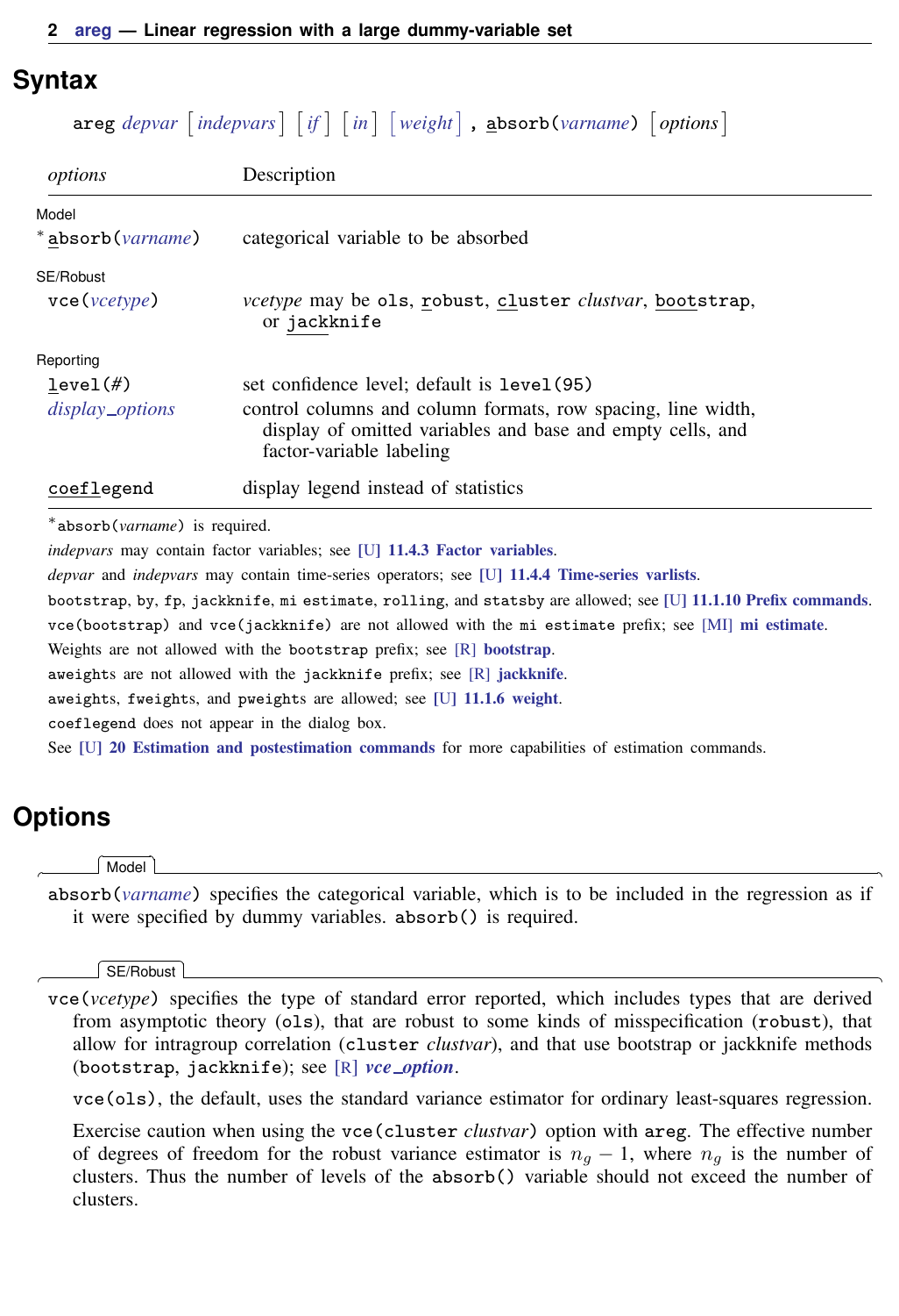## Syntax

```
areg depvar [indepvars] [if] [in] [weight] , absorb(varname) [options]
```

| *options* | Description |
|---|---|
| Model | |
| * absorb(*varname*) | categorical variable to be absorbed |
| SE/Robust | |
| vce(*vcetype*) | *vcetype* may be ols, robust, cluster *clustvar*, bootstrap, or jackknife |
| Reporting | |
| level(#) | set confidence level; default is level(95) |
| *display_options* | control columns and column formats, row spacing, line width, display of omitted variables and base and empty cells, and factor-variable labeling |
| coeflegend | display legend instead of statistics |

*absorb(*varname*) is required.

*indepvars* may contain factor variables; see [U] 11.4.3 Factor variables.

*depvar* and *indepvars* may contain time-series operators; see [U] 11.4.4 Time-series varlists.

bootstrap, by, fp, jackknife, mi estimate, rolling, and statsby are allowed; see [U] 11.1.10 Prefix commands.

vce(bootstrap) and vce(jackknife) are not allowed with the mi estimate prefix; see [MI] mi estimate.

Weights are not allowed with the bootstrap prefix; see [R] bootstrap.

aweights are not allowed with the jackknife prefix; see [R] jackknife.

aweights, fweights, and pweights are allowed; see [U] 11.1.6 weight.

coeflegend does not appear in the dialog box.

See [U] 20 Estimation and postestimation commands for more capabilities of estimation commands.

## Options

**Model**

absorb(*varname*) specifies the categorical variable, which is to be included in the regression as if it were specified by dummy variables. absorb() is required.

**SE/Robust**

vce(*vcetype*) specifies the type of standard error reported, which includes types that are derived from asymptotic theory (ols), that are robust to some kinds of misspecification (robust), that allow for intragroup correlation (cluster *clustvar*), and that use bootstrap or jackknife methods (bootstrap, jackknife); see [R] ***vce_option***.

vce(ols), the default, uses the standard variance estimator for ordinary least-squares regression.

Exercise caution when using the vce(cluster *clustvar*) option with areg. The effective number of degrees of freedom for the robust variance estimator is $n_g - 1$, where $n_g$ is the number of clusters. Thus the number of levels of the absorb() variable should not exceed the number of clusters.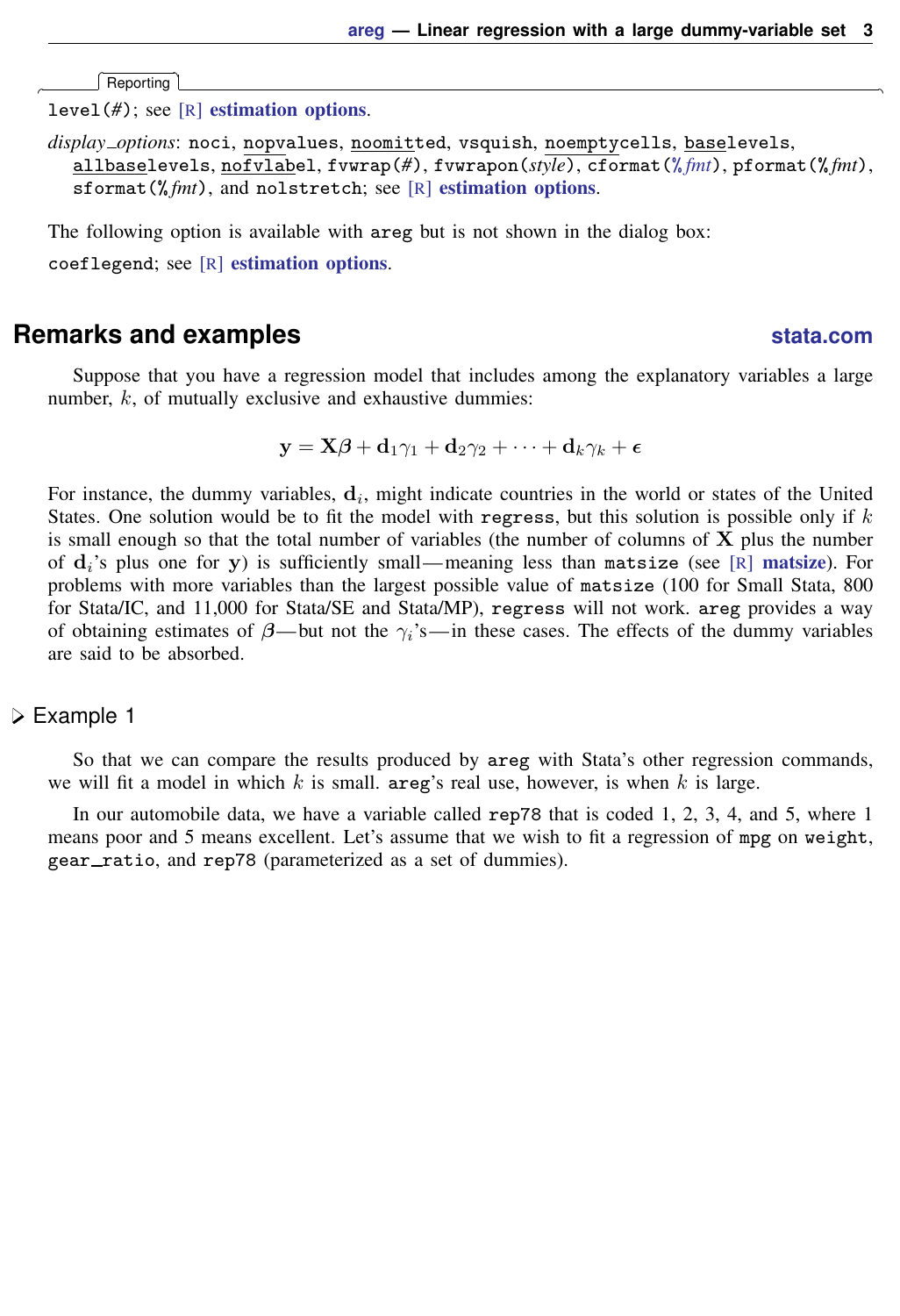Reporting

level(#); see [R] **estimation options**.

*display_options*: noci, nopvalues, noomitted, vsquish, noemptycells, baselevels, allbaselevels, nofvlabel, fvwrap(#), fvwrapon(*style*), cformat(%*fmt*), pformat(%*fmt*), sformat(%*fmt*), and nolstretch; see [R] **estimation options**.

The following option is available with areg but is not shown in the dialog box:

coeflegend; see [R] **estimation options**.

## Remarks and examples

Suppose that you have a regression model that includes among the explanatory variables a large number, $k$, of mutually exclusive and exhaustive dummies:

$$\mathbf{y} = \mathbf{X}\boldsymbol{\beta} + \mathbf{d}_1\gamma_1 + \mathbf{d}_2\gamma_2 + \cdots + \mathbf{d}_k\gamma_k + \boldsymbol{\epsilon}$$

For instance, the dummy variables, $\mathbf{d}_i$, might indicate countries in the world or states of the United States. One solution would be to fit the model with regress, but this solution is possible only if $k$ is small enough so that the total number of variables (the number of columns of $\mathbf{X}$ plus the number of $\mathbf{d}_i$'s plus one for $\mathbf{y}$) is sufficiently small—meaning less than matsize (see [R] **matsize**). For problems with more variables than the largest possible value of matsize (100 for Small Stata, 800 for Stata/IC, and 11,000 for Stata/SE and Stata/MP), regress will not work. areg provides a way of obtaining estimates of $\boldsymbol{\beta}$—but not the $\gamma_i$'s—in these cases. The effects of the dummy variables are said to be absorbed.

### ▷ Example 1

So that we can compare the results produced by areg with Stata's other regression commands, we will fit a model in which $k$ is small. areg's real use, however, is when $k$ is large.

In our automobile data, we have a variable called rep78 that is coded 1, 2, 3, 4, and 5, where 1 means poor and 5 means excellent. Let's assume that we wish to fit a regression of mpg on weight, gear_ratio, and rep78 (parameterized as a set of dummies).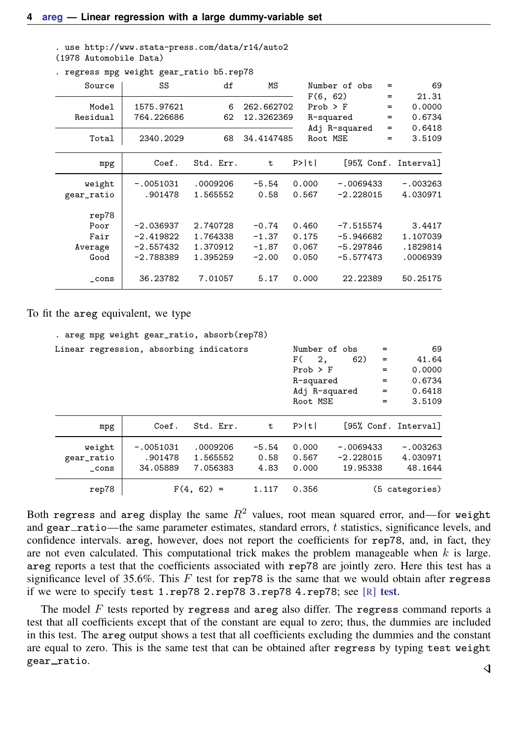```
. use http://www.stata-press.com/data/r14/auto2
(1978 Automobile Data)
. regress mpg weight gear_ratio b5.rep78
      Source |       SS           df       MS      Number of obs   =        69
-------------+----------------------------------   F(6, 62)        =     21.31
       Model |  1575.97621         6  262.662702   Prob > F        =    0.0000
    Residual |  764.226686        62  12.3262369   R-squared       =    0.6734
-------------+----------------------------------   Adj R-squared   =    0.6418
       Total |   2340.2029        68  34.4147485   Root MSE        =    3.5109

------------------------------------------------------------------------------
         mpg |      Coef.   Std. Err.      t    P>|t|     [95% Conf. Interval]
-------------+----------------------------------------------------------------
      weight |  -.0051031   .0009206    -5.54   0.000    -.0069433    -.003263
  gear_ratio |    .901478   1.565552     0.58   0.567    -2.228015    4.030971
             |
       rep78 |
        Poor |  -2.036937   2.740728    -0.74   0.460    -7.515574      3.4417
        Fair |  -2.419822   1.764338    -1.37   0.175    -5.946682    1.107039
     Average |  -2.557432   1.370912    -1.87   0.067    -5.297846    .1829814
        Good |  -2.788389   1.395259    -2.00   0.050    -5.577473    .0006939
             |
       _cons |   36.23782    7.01057     5.17   0.000     22.22389    50.25175
------------------------------------------------------------------------------
```

To fit the **areg** equivalent, we type

```
. areg mpg weight gear_ratio, absorb(rep78)
Linear regression, absorbing indicators         Number of obs     =         69
                                                F(   2,     62)   =      41.64
                                                Prob > F          =     0.0000
                                                R-squared         =     0.6734
                                                Adj R-squared     =     0.6418
                                                Root MSE          =     3.5109

------------------------------------------------------------------------------
         mpg |      Coef.   Std. Err.      t    P>|t|     [95% Conf. Interval]
-------------+----------------------------------------------------------------
      weight |  -.0051031   .0009206    -5.54   0.000    -.0069433    -.003263
  gear_ratio |    .901478   1.565552     0.58   0.567    -2.228015    4.030971
       _cons |   34.05889   7.056383     4.83   0.000     19.95338     48.1644
-------------+----------------------------------------------------------------
       rep78 |          F(4, 62) =      1.117   0.356          (5 categories)
```

Both **regress** and **areg** display the same $R^2$ values, root mean squared error, and—for **weight** and **gear_ratio**—the same parameter estimates, standard errors, $t$ statistics, significance levels, and confidence intervals. **areg**, however, does not report the coefficients for **rep78**, and, in fact, they are not even calculated. This computational trick makes the problem manageable when $k$ is large. **areg** reports a test that the coefficients associated with **rep78** are jointly zero. Here this test has a significance level of 35.6%. This $F$ test for **rep78** is the same that we would obtain after **regress** if we were to specify **test 1.rep78 2.rep78 3.rep78 4.rep78**; see [R] **test**.

The model $F$ tests reported by **regress** and **areg** also differ. The **regress** command reports a test that all coefficients except that of the constant are equal to zero; thus, the dummies are included in this test. The **areg** output shows a test that all coefficients excluding the dummies and the constant are equal to zero. This is the same test that can be obtained after **regress** by typing **test weight gear_ratio**.

◁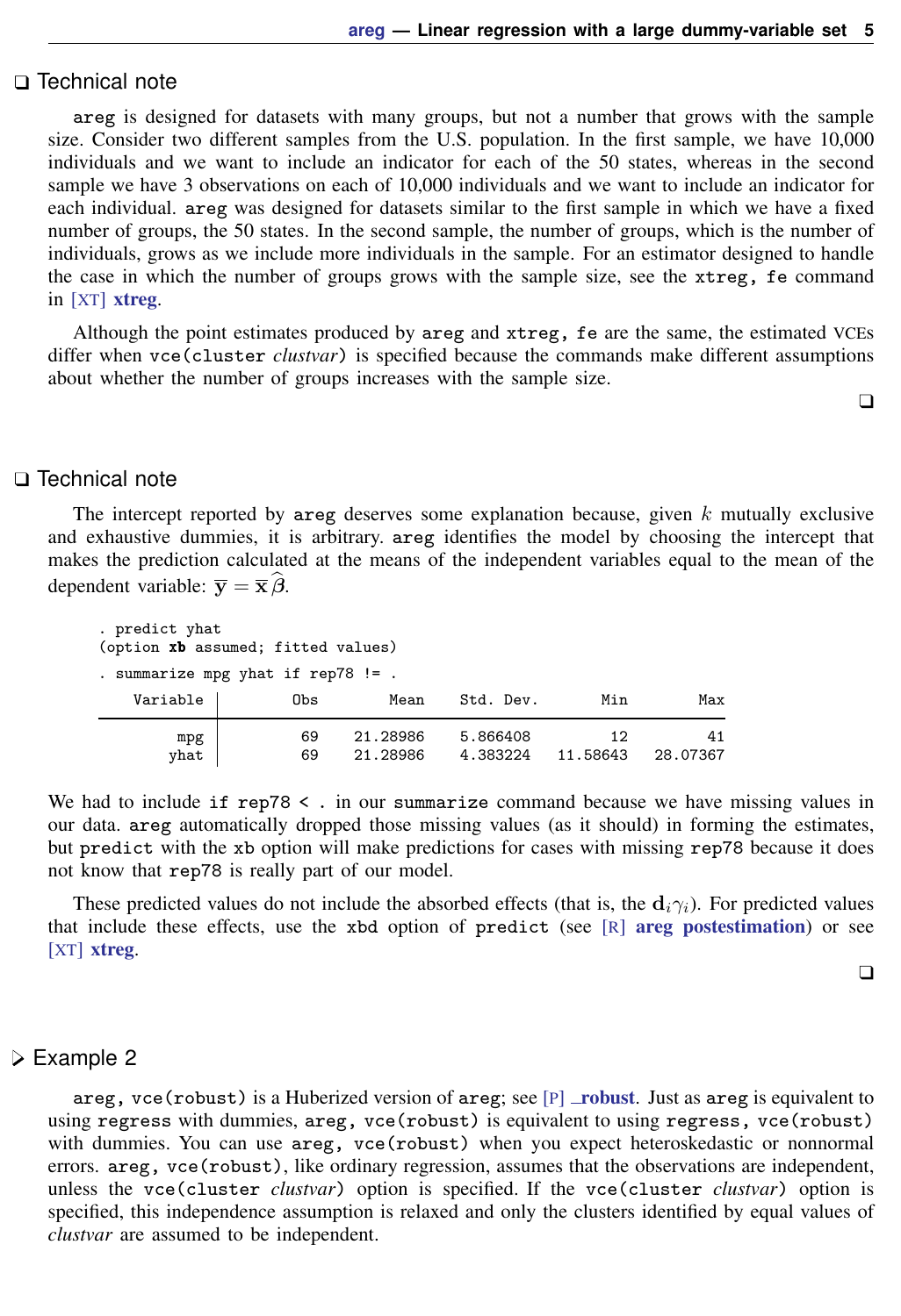## ❑ Technical note

`areg` is designed for datasets with many groups, but not a number that grows with the sample size. Consider two different samples from the U.S. population. In the first sample, we have 10,000 individuals and we want to include an indicator for each of the 50 states, whereas in the second sample we have 3 observations on each of 10,000 individuals and we want to include an indicator for each individual. `areg` was designed for datasets similar to the first sample in which we have a fixed number of groups, the 50 states. In the second sample, the number of groups, which is the number of individuals, grows as we include more individuals in the sample. For an estimator designed to handle the case in which the number of groups grows with the sample size, see the `xtreg, fe` command in [XT] **xtreg**.

Although the point estimates produced by `areg` and `xtreg, fe` are the same, the estimated VCEs differ when `vce(cluster` *clustvar*`)` is specified because the commands make different assumptions about whether the number of groups increases with the sample size.

❑

## ❑ Technical note

The intercept reported by `areg` deserves some explanation because, given $k$ mutually exclusive and exhaustive dummies, it is arbitrary. `areg` identifies the model by choosing the intercept that makes the prediction calculated at the means of the independent variables equal to the mean of the dependent variable: $\overline{\mathbf{y}} = \overline{\mathbf{x}}\widehat{\boldsymbol{\beta}}$.

```
. predict yhat
(option xb assumed; fitted values)
. summarize mpg yhat if rep78 != .

    Variable |        Obs        Mean    Std. Dev.       Min        Max
-------------+---------------------------------------------------------
         mpg |         69    21.28986    5.866408         12         41
        yhat |         69    21.28986    4.383224   11.58643   28.07367
```

We had to include `if rep78 < .` in our `summarize` command because we have missing values in our data. `areg` automatically dropped those missing values (as it should) in forming the estimates, but `predict` with the `xb` option will make predictions for cases with missing `rep78` because it does not know that `rep78` is really part of our model.

These predicted values do not include the absorbed effects (that is, the $\mathbf{d}_i\gamma_i$). For predicted values that include these effects, use the `xbd` option of `predict` (see [R] **areg postestimation**) or see [XT] **xtreg**.

❑

## ▷ Example 2

`areg, vce(robust)` is a Huberized version of `areg`; see [P] **_robust**. Just as `areg` is equivalent to using `regress` with dummies, `areg, vce(robust)` is equivalent to using `regress, vce(robust)` with dummies. You can use `areg, vce(robust)` when you expect heteroskedastic or nonnormal errors. `areg, vce(robust)`, like ordinary regression, assumes that the observations are independent, unless the `vce(cluster` *clustvar*`)` option is specified. If the `vce(cluster` *clustvar*`)` option is specified, this independence assumption is relaxed and only the clusters identified by equal values of *clustvar* are assumed to be independent.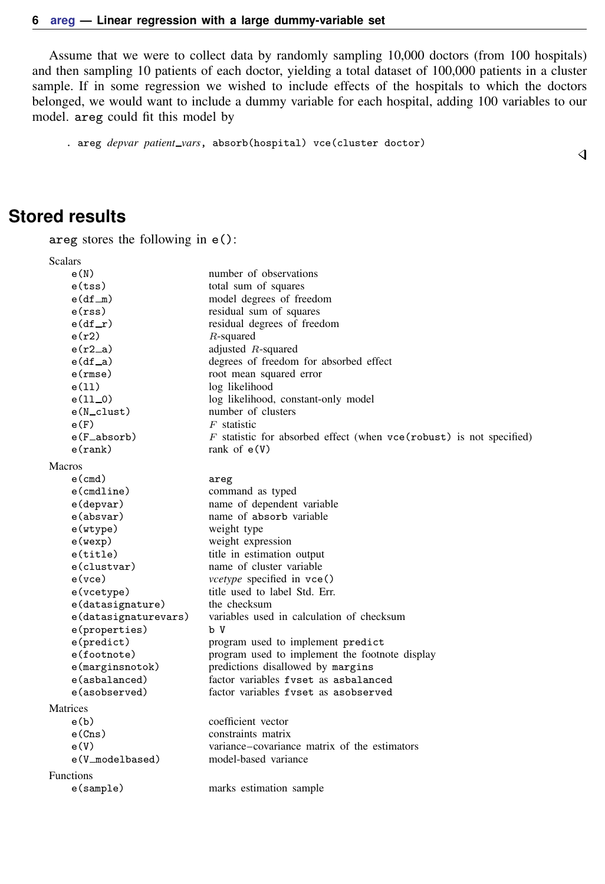Assume that we were to collect data by randomly sampling 10,000 doctors (from 100 hospitals) and then sampling 10 patients of each doctor, yielding a total dataset of 100,000 patients in a cluster sample. If in some regression we wished to include effects of the hospitals to which the doctors belonged, we would want to include a dummy variable for each hospital, adding 100 variables to our model. areg could fit this model by

```
. areg depvar patient_vars, absorb(hospital) vce(cluster doctor)
```

◁

## Stored results

areg stores the following in e():

Scalars

| | |
|---|---|
| e(N) | number of observations |
| e(tss) | total sum of squares |
| e(df_m) | model degrees of freedom |
| e(rss) | residual sum of squares |
| e(df_r) | residual degrees of freedom |
| e(r2) | $R$-squared |
| e(r2_a) | adjusted $R$-squared |
| e(df_a) | degrees of freedom for absorbed effect |
| e(rmse) | root mean squared error |
| e(ll) | log likelihood |
| e(ll_0) | log likelihood, constant-only model |
| e(N_clust) | number of clusters |
| e(F) | $F$ statistic |
| e(F_absorb) | $F$ statistic for absorbed effect (when vce(robust) is not specified) |
| e(rank) | rank of e(V) |

Macros

| | |
|---|---|
| e(cmd) | areg |
| e(cmdline) | command as typed |
| e(depvar) | name of dependent variable |
| e(absvar) | name of absorb variable |
| e(wtype) | weight type |
| e(wexp) | weight expression |
| e(title) | title in estimation output |
| e(clustvar) | name of cluster variable |
| e(vce) | *vcetype* specified in vce() |
| e(vcetype) | title used to label Std. Err. |
| e(datasignature) | the checksum |
| e(datasignaturevars) | variables used in calculation of checksum |
| e(properties) | b V |
| e(predict) | program used to implement predict |
| e(footnote) | program used to implement the footnote display |
| e(marginsnotok) | predictions disallowed by margins |
| e(asbalanced) | factor variables fvset as asbalanced |
| e(asobserved) | factor variables fvset as asobserved |

Matrices

| | |
|---|---|
| e(b) | coefficient vector |
| e(Cns) | constraints matrix |
| e(V) | variance–covariance matrix of the estimators |
| e(V_modelbased) | model-based variance |

Functions

| | |
|---|---|
| e(sample) | marks estimation sample |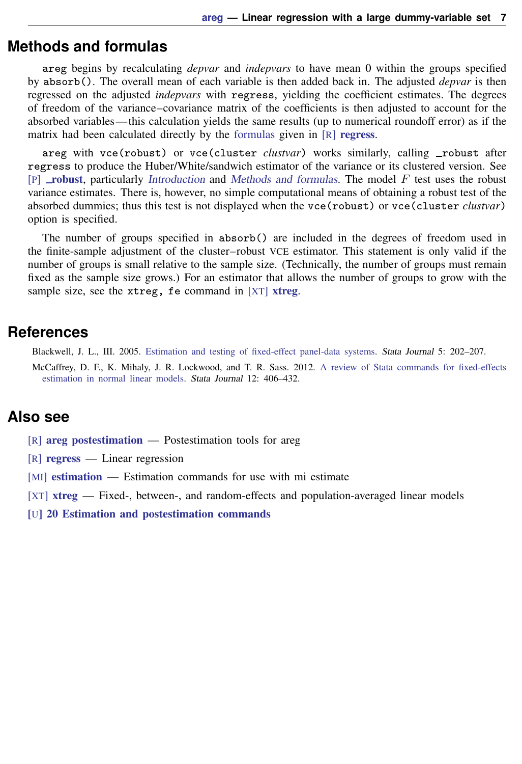# Methods and formulas

`areg` begins by recalculating *depvar* and *indepvars* to have mean 0 within the groups specified by `absorb()`. The overall mean of each variable is then added back in. The adjusted *depvar* is then regressed on the adjusted *indepvars* with `regress`, yielding the coefficient estimates. The degrees of freedom of the variance–covariance matrix of the coefficients is then adjusted to account for the absorbed variables—this calculation yields the same results (up to numerical roundoff error) as if the matrix had been calculated directly by the formulas given in [R] **regress**.

`areg` with `vce(robust)` or `vce(cluster` *clustvar*`)` works similarly, calling `_robust` after `regress` to produce the Huber/White/sandwich estimator of the variance or its clustered version. See [P] **_robust**, particularly *Introduction* and *Methods and formulas*. The model $F$ test uses the robust variance estimates. There is, however, no simple computational means of obtaining a robust test of the absorbed dummies; thus this test is not displayed when the `vce(robust)` or `vce(cluster` *clustvar*`)` option is specified.

The number of groups specified in `absorb()` are included in the degrees of freedom used in the finite-sample adjustment of the cluster–robust VCE estimator. This statement is only valid if the number of groups is small relative to the sample size. (Technically, the number of groups must remain fixed as the sample size grows.) For an estimator that allows the number of groups to grow with the sample size, see the `xtreg, fe` command in [XT] **xtreg**.

# References

Blackwell, J. L., III. 2005. Estimation and testing of fixed-effect panel-data systems. *Stata Journal* 5: 202–207.

McCaffrey, D. F., K. Mihaly, J. R. Lockwood, and T. R. Sass. 2012. A review of Stata commands for fixed-effects estimation in normal linear models. *Stata Journal* 12: 406–432.

# Also see

[R] **areg postestimation** — Postestimation tools for areg

[R] **regress** — Linear regression

[MI] **estimation** — Estimation commands for use with mi estimate

[XT] **xtreg** — Fixed-, between-, and random-effects and population-averaged linear models

[U] **20 Estimation and postestimation commands**